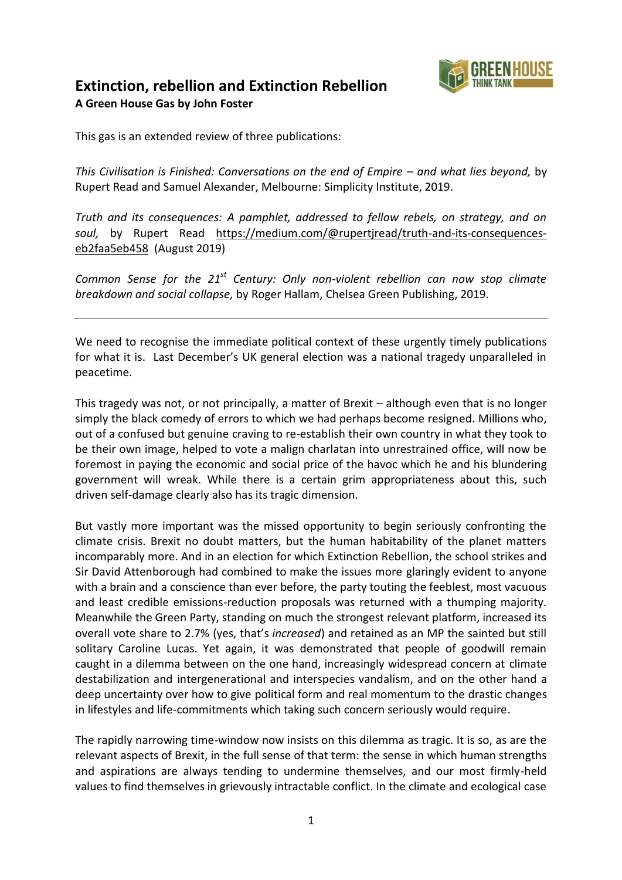# Extinction, rebellion and Extinction Rebellion

**A Green House Gas by John Foster**

This gas is an extended review of three publications:

*This Civilisation is Finished: Conversations on the end of Empire – and what lies beyond,* by Rupert Read and Samuel Alexander, Melbourne: Simplicity Institute, 2019.

*Truth and its consequences: A pamphlet, addressed to fellow rebels, on strategy, and on soul,* by Rupert Read https://medium.com/@rupertjread/truth-and-its-consequences-eb2faa5eb458 (August 2019)

*Common Sense for the 21st Century: Only non-violent rebellion can now stop climate breakdown and social collapse,* by Roger Hallam, Chelsea Green Publishing, 2019.

---

We need to recognise the immediate political context of these urgently timely publications for what it is. Last December's UK general election was a national tragedy unparalleled in peacetime.

This tragedy was not, or not principally, a matter of Brexit – although even that is no longer simply the black comedy of errors to which we had perhaps become resigned. Millions who, out of a confused but genuine craving to re-establish their own country in what they took to be their own image, helped to vote a malign charlatan into unrestrained office, will now be foremost in paying the economic and social price of the havoc which he and his blundering government will wreak. While there is a certain grim appropriateness about this, such driven self-damage clearly also has its tragic dimension.

But vastly more important was the missed opportunity to begin seriously confronting the climate crisis. Brexit no doubt matters, but the human habitability of the planet matters incomparably more. And in an election for which Extinction Rebellion, the school strikes and Sir David Attenborough had combined to make the issues more glaringly evident to anyone with a brain and a conscience than ever before, the party touting the feeblest, most vacuous and least credible emissions-reduction proposals was returned with a thumping majority. Meanwhile the Green Party, standing on much the strongest relevant platform, increased its overall vote share to 2.7% (yes, that's *increased*) and retained as an MP the sainted but still solitary Caroline Lucas. Yet again, it was demonstrated that people of goodwill remain caught in a dilemma between on the one hand, increasingly widespread concern at climate destabilization and intergenerational and interspecies vandalism, and on the other hand a deep uncertainty over how to give political form and real momentum to the drastic changes in lifestyles and life-commitments which taking such concern seriously would require.

The rapidly narrowing time-window now insists on this dilemma as tragic. It is so, as are the relevant aspects of Brexit, in the full sense of that term: the sense in which human strengths and aspirations are always tending to undermine themselves, and our most firmly-held values to find themselves in grievously intractable conflict. In the climate and ecological case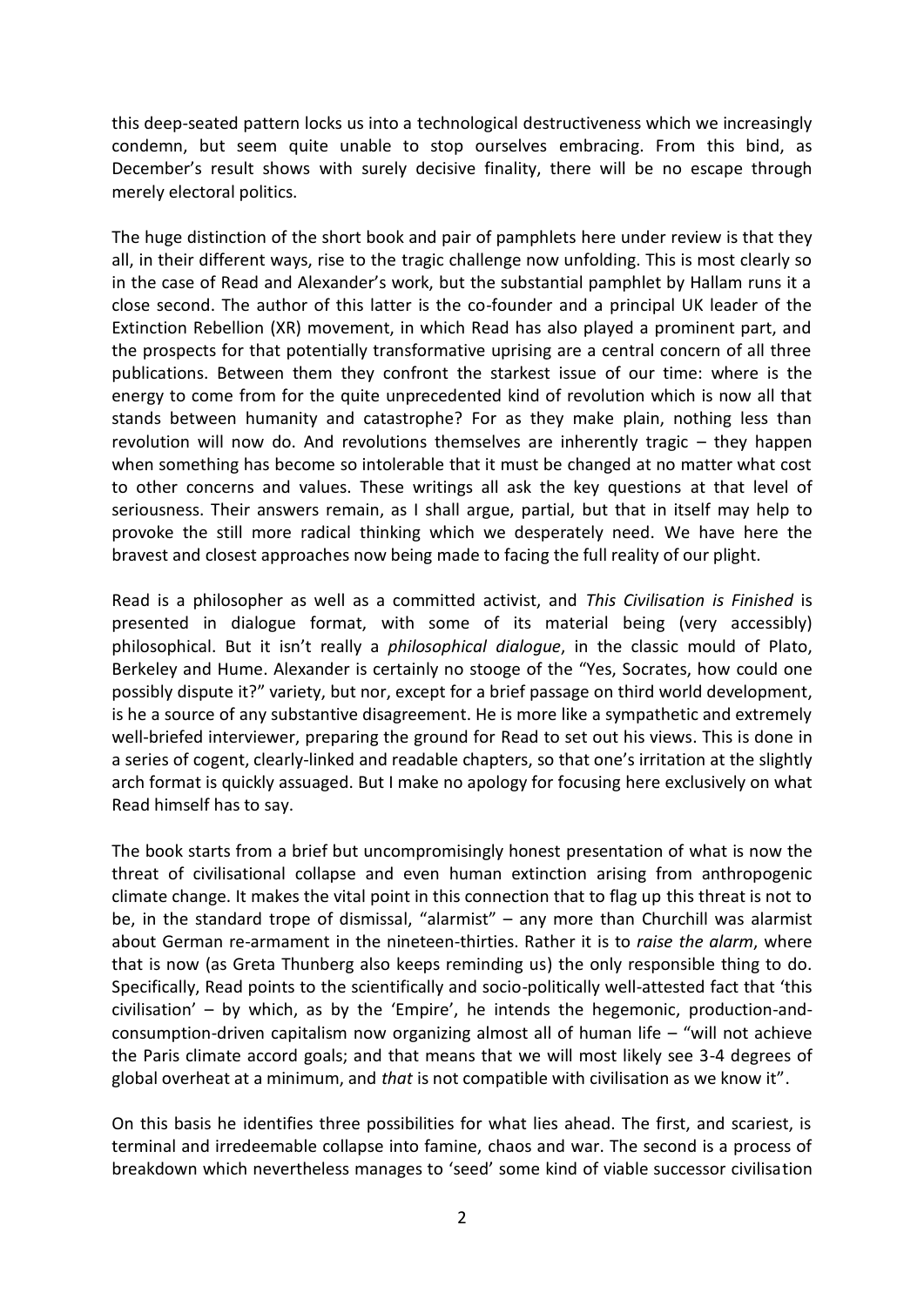this deep-seated pattern locks us into a technological destructiveness which we increasingly condemn, but seem quite unable to stop ourselves embracing. From this bind, as December's result shows with surely decisive finality, there will be no escape through merely electoral politics.

The huge distinction of the short book and pair of pamphlets here under review is that they all, in their different ways, rise to the tragic challenge now unfolding. This is most clearly so in the case of Read and Alexander's work, but the substantial pamphlet by Hallam runs it a close second. The author of this latter is the co-founder and a principal UK leader of the Extinction Rebellion (XR) movement, in which Read has also played a prominent part, and the prospects for that potentially transformative uprising are a central concern of all three publications. Between them they confront the starkest issue of our time: where is the energy to come from for the quite unprecedented kind of revolution which is now all that stands between humanity and catastrophe? For as they make plain, nothing less than revolution will now do. And revolutions themselves are inherently tragic – they happen when something has become so intolerable that it must be changed at no matter what cost to other concerns and values. These writings all ask the key questions at that level of seriousness. Their answers remain, as I shall argue, partial, but that in itself may help to provoke the still more radical thinking which we desperately need. We have here the bravest and closest approaches now being made to facing the full reality of our plight.

Read is a philosopher as well as a committed activist, and *This Civilisation is Finished* is presented in dialogue format, with some of its material being (very accessibly) philosophical. But it isn't really a *philosophical dialogue*, in the classic mould of Plato, Berkeley and Hume. Alexander is certainly no stooge of the "Yes, Socrates, how could one possibly dispute it?" variety, but nor, except for a brief passage on third world development, is he a source of any substantive disagreement. He is more like a sympathetic and extremely well-briefed interviewer, preparing the ground for Read to set out his views. This is done in a series of cogent, clearly-linked and readable chapters, so that one's irritation at the slightly arch format is quickly assuaged. But I make no apology for focusing here exclusively on what Read himself has to say.

The book starts from a brief but uncompromisingly honest presentation of what is now the threat of civilisational collapse and even human extinction arising from anthropogenic climate change. It makes the vital point in this connection that to flag up this threat is not to be, in the standard trope of dismissal, "alarmist" – any more than Churchill was alarmist about German re-armament in the nineteen-thirties. Rather it is to *raise the alarm*, where that is now (as Greta Thunberg also keeps reminding us) the only responsible thing to do. Specifically, Read points to the scientifically and socio-politically well-attested fact that 'this civilisation' – by which, as by the 'Empire', he intends the hegemonic, production-and-consumption-driven capitalism now organizing almost all of human life – "will not achieve the Paris climate accord goals; and that means that we will most likely see 3-4 degrees of global overheat at a minimum, and *that* is not compatible with civilisation as we know it".

On this basis he identifies three possibilities for what lies ahead. The first, and scariest, is terminal and irredeemable collapse into famine, chaos and war. The second is a process of breakdown which nevertheless manages to 'seed' some kind of viable successor civilisation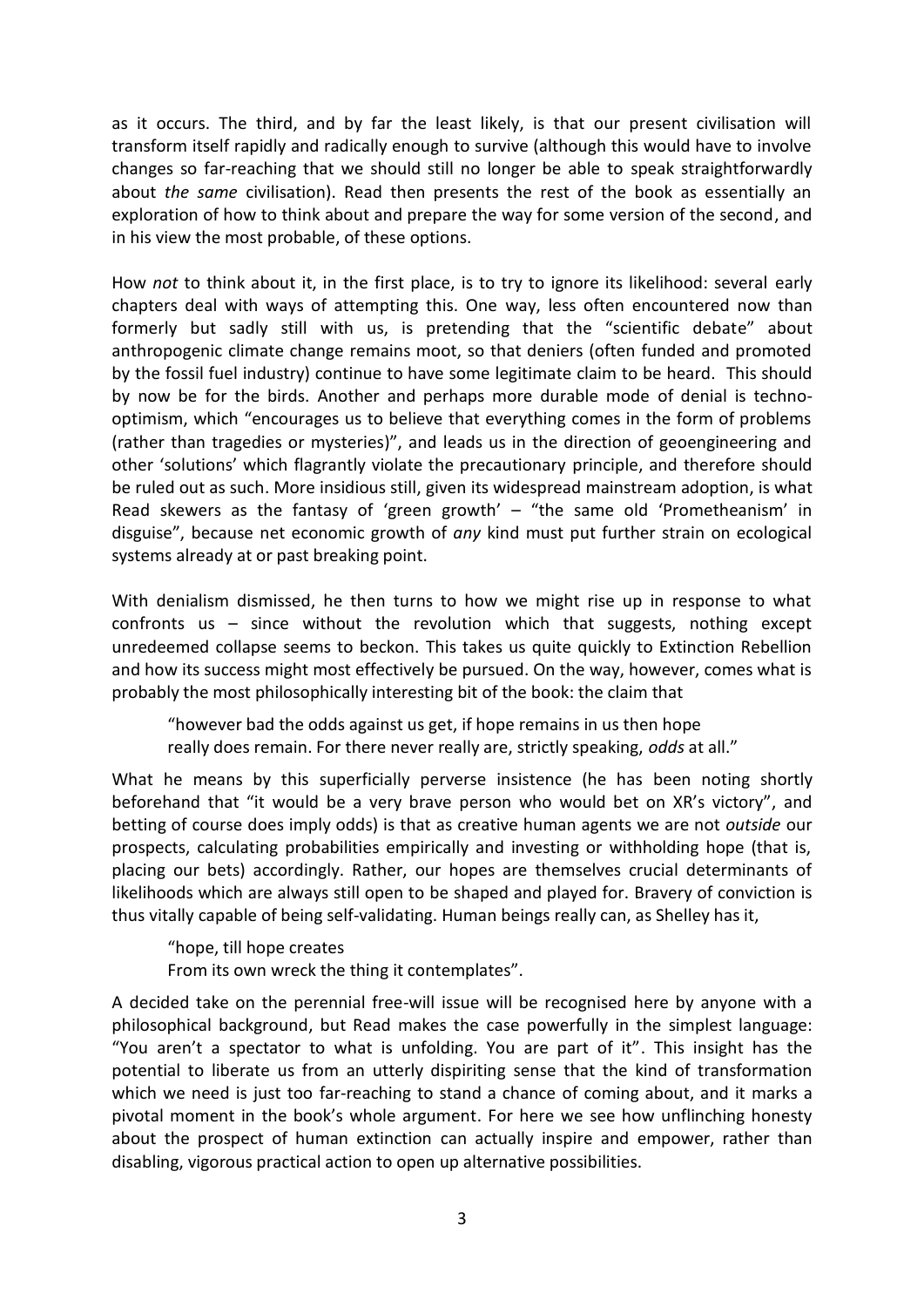as it occurs. The third, and by far the least likely, is that our present civilisation will transform itself rapidly and radically enough to survive (although this would have to involve changes so far-reaching that we should still no longer be able to speak straightforwardly about *the same* civilisation). Read then presents the rest of the book as essentially an exploration of how to think about and prepare the way for some version of the second, and in his view the most probable, of these options.

How *not* to think about it, in the first place, is to try to ignore its likelihood: several early chapters deal with ways of attempting this. One way, less often encountered now than formerly but sadly still with us, is pretending that the "scientific debate" about anthropogenic climate change remains moot, so that deniers (often funded and promoted by the fossil fuel industry) continue to have some legitimate claim to be heard. This should by now be for the birds. Another and perhaps more durable mode of denial is techno-optimism, which "encourages us to believe that everything comes in the form of problems (rather than tragedies or mysteries)", and leads us in the direction of geoengineering and other 'solutions' which flagrantly violate the precautionary principle, and therefore should be ruled out as such. More insidious still, given its widespread mainstream adoption, is what Read skewers as the fantasy of 'green growth' – "the same old 'Prometheanism' in disguise", because net economic growth of *any* kind must put further strain on ecological systems already at or past breaking point.

With denialism dismissed, he then turns to how we might rise up in response to what confronts us – since without the revolution which that suggests, nothing except unredeemed collapse seems to beckon. This takes us quite quickly to Extinction Rebellion and how its success might most effectively be pursued. On the way, however, comes what is probably the most philosophically interesting bit of the book: the claim that

> "however bad the odds against us get, if hope remains in us then hope really does remain. For there never really are, strictly speaking, *odds* at all."

What he means by this superficially perverse insistence (he has been noting shortly beforehand that "it would be a very brave person who would bet on XR's victory", and betting of course does imply odds) is that as creative human agents we are not *outside* our prospects, calculating probabilities empirically and investing or withholding hope (that is, placing our bets) accordingly. Rather, our hopes are themselves crucial determinants of likelihoods which are always still open to be shaped and played for. Bravery of conviction is thus vitally capable of being self-validating. Human beings really can, as Shelley has it,

> "hope, till hope creates
> From its own wreck the thing it contemplates".

A decided take on the perennial free-will issue will be recognised here by anyone with a philosophical background, but Read makes the case powerfully in the simplest language: "You aren't a spectator to what is unfolding. You are part of it". This insight has the potential to liberate us from an utterly dispiriting sense that the kind of transformation which we need is just too far-reaching to stand a chance of coming about, and it marks a pivotal moment in the book's whole argument. For here we see how unflinching honesty about the prospect of human extinction can actually inspire and empower, rather than disabling, vigorous practical action to open up alternative possibilities.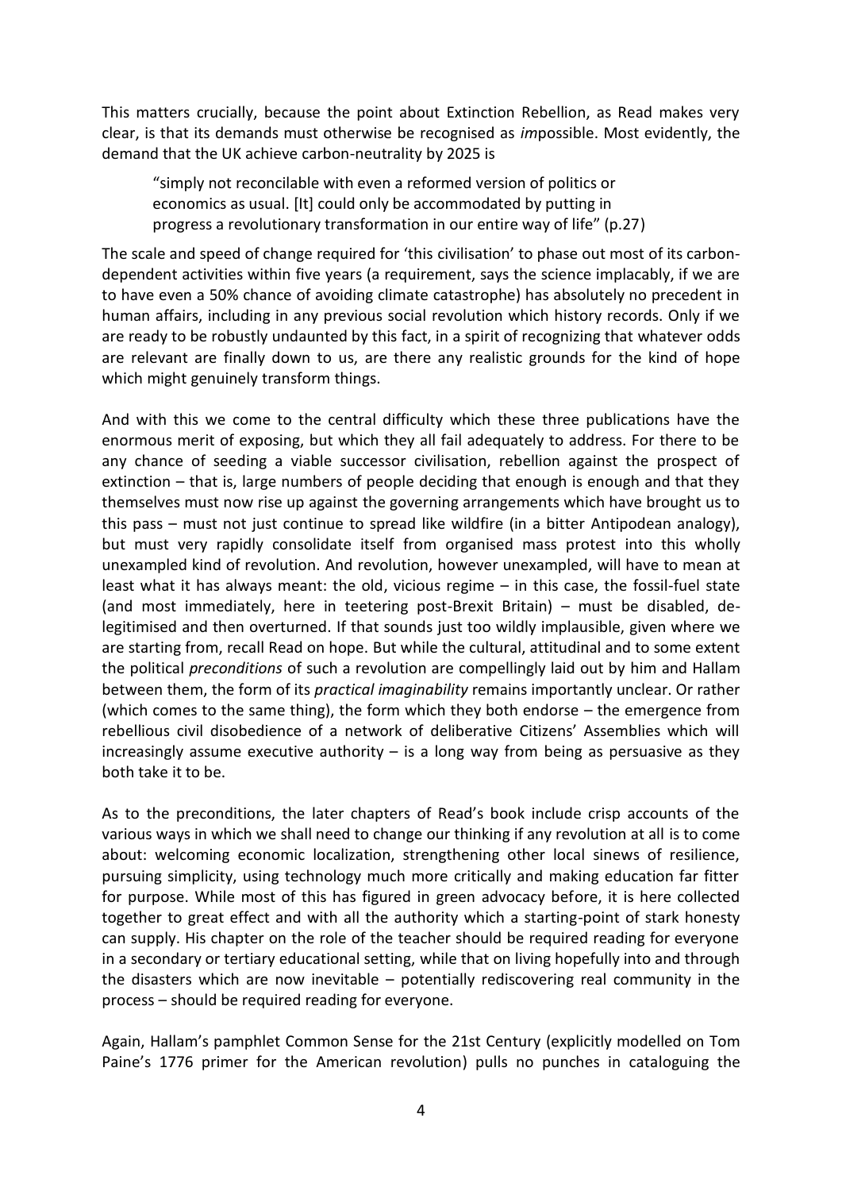This matters crucially, because the point about Extinction Rebellion, as Read makes very clear, is that its demands must otherwise be recognised as *im*possible. Most evidently, the demand that the UK achieve carbon-neutrality by 2025 is

> "simply not reconcilable with even a reformed version of politics or economics as usual. [It] could only be accommodated by putting in progress a revolutionary transformation in our entire way of life" (p.27)

The scale and speed of change required for 'this civilisation' to phase out most of its carbon-dependent activities within five years (a requirement, says the science implacably, if we are to have even a 50% chance of avoiding climate catastrophe) has absolutely no precedent in human affairs, including in any previous social revolution which history records. Only if we are ready to be robustly undaunted by this fact, in a spirit of recognizing that whatever odds are relevant are finally down to us, are there any realistic grounds for the kind of hope which might genuinely transform things.

And with this we come to the central difficulty which these three publications have the enormous merit of exposing, but which they all fail adequately to address. For there to be any chance of seeding a viable successor civilisation, rebellion against the prospect of extinction – that is, large numbers of people deciding that enough is enough and that they themselves must now rise up against the governing arrangements which have brought us to this pass – must not just continue to spread like wildfire (in a bitter Antipodean analogy), but must very rapidly consolidate itself from organised mass protest into this wholly unexampled kind of revolution. And revolution, however unexampled, will have to mean at least what it has always meant: the old, vicious regime – in this case, the fossil-fuel state (and most immediately, here in teetering post-Brexit Britain) – must be disabled, de-legitimised and then overturned. If that sounds just too wildly implausible, given where we are starting from, recall Read on hope. But while the cultural, attitudinal and to some extent the political *preconditions* of such a revolution are compellingly laid out by him and Hallam between them, the form of its *practical imaginability* remains importantly unclear. Or rather (which comes to the same thing), the form which they both endorse – the emergence from rebellious civil disobedience of a network of deliberative Citizens' Assemblies which will increasingly assume executive authority – is a long way from being as persuasive as they both take it to be.

As to the preconditions, the later chapters of Read's book include crisp accounts of the various ways in which we shall need to change our thinking if any revolution at all is to come about: welcoming economic localization, strengthening other local sinews of resilience, pursuing simplicity, using technology much more critically and making education far fitter for purpose. While most of this has figured in green advocacy before, it is here collected together to great effect and with all the authority which a starting-point of stark honesty can supply. His chapter on the role of the teacher should be required reading for everyone in a secondary or tertiary educational setting, while that on living hopefully into and through the disasters which are now inevitable – potentially rediscovering real community in the process – should be required reading for everyone.

Again, Hallam's pamphlet Common Sense for the 21st Century (explicitly modelled on Tom Paine's 1776 primer for the American revolution) pulls no punches in cataloguing the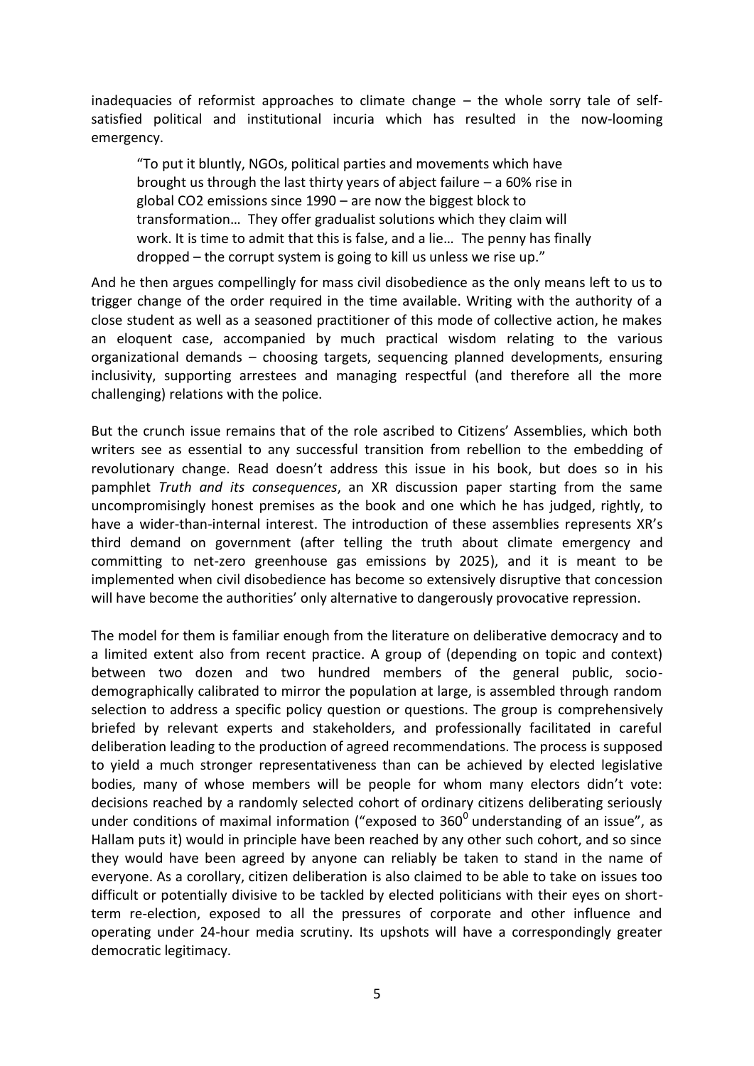inadequacies of reformist approaches to climate change – the whole sorry tale of self-satisfied political and institutional incuria which has resulted in the now-looming emergency.

> "To put it bluntly, NGOs, political parties and movements which have brought us through the last thirty years of abject failure – a 60% rise in global $CO_2$ emissions since 1990 – are now the biggest block to transformation… They offer gradualist solutions which they claim will work. It is time to admit that this is false, and a lie… The penny has finally dropped – the corrupt system is going to kill us unless we rise up."

And he then argues compellingly for mass civil disobedience as the only means left to us to trigger change of the order required in the time available. Writing with the authority of a close student as well as a seasoned practitioner of this mode of collective action, he makes an eloquent case, accompanied by much practical wisdom relating to the various organizational demands – choosing targets, sequencing planned developments, ensuring inclusivity, supporting arrestees and managing respectful (and therefore all the more challenging) relations with the police.

But the crunch issue remains that of the role ascribed to Citizens' Assemblies, which both writers see as essential to any successful transition from rebellion to the embedding of revolutionary change. Read doesn't address this issue in his book, but does so in his pamphlet *Truth and its consequences*, an XR discussion paper starting from the same uncompromisingly honest premises as the book and one which he has judged, rightly, to have a wider-than-internal interest. The introduction of these assemblies represents XR's third demand on government (after telling the truth about climate emergency and committing to net-zero greenhouse gas emissions by 2025), and it is meant to be implemented when civil disobedience has become so extensively disruptive that concession will have become the authorities' only alternative to dangerously provocative repression.

The model for them is familiar enough from the literature on deliberative democracy and to a limited extent also from recent practice. A group of (depending on topic and context) between two dozen and two hundred members of the general public, socio-demographically calibrated to mirror the population at large, is assembled through random selection to address a specific policy question or questions. The group is comprehensively briefed by relevant experts and stakeholders, and professionally facilitated in careful deliberation leading to the production of agreed recommendations. The process is supposed to yield a much stronger representativeness than can be achieved by elected legislative bodies, many of whose members will be people for whom many electors didn't vote: decisions reached by a randomly selected cohort of ordinary citizens deliberating seriously under conditions of maximal information ("exposed to $360^0$ understanding of an issue", as Hallam puts it) would in principle have been reached by any other such cohort, and so since they would have been agreed by anyone can reliably be taken to stand in the name of everyone. As a corollary, citizen deliberation is also claimed to be able to take on issues too difficult or potentially divisive to be tackled by elected politicians with their eyes on short-term re-election, exposed to all the pressures of corporate and other influence and operating under 24-hour media scrutiny. Its upshots will have a correspondingly greater democratic legitimacy.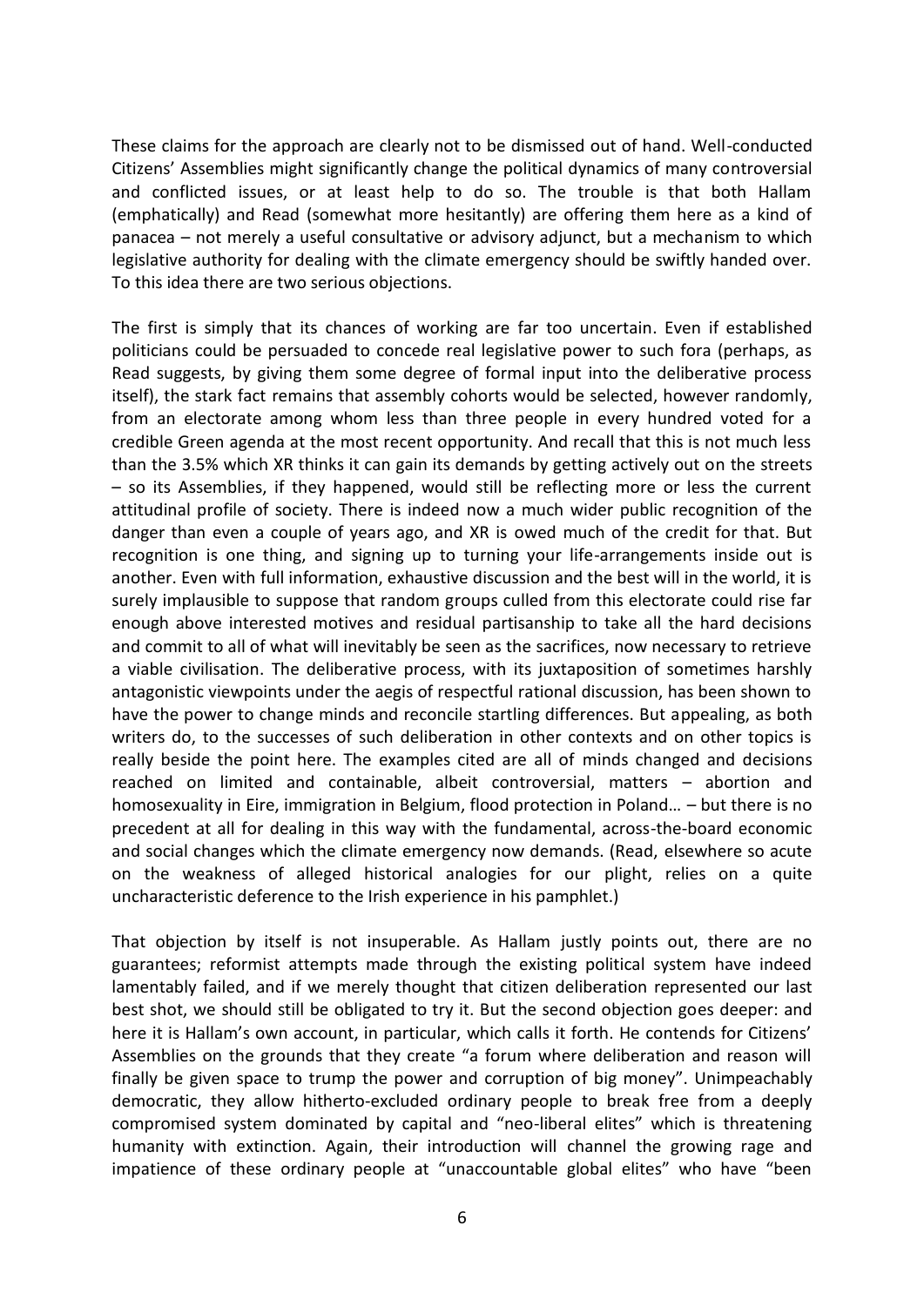These claims for the approach are clearly not to be dismissed out of hand. Well-conducted Citizens' Assemblies might significantly change the political dynamics of many controversial and conflicted issues, or at least help to do so. The trouble is that both Hallam (emphatically) and Read (somewhat more hesitantly) are offering them here as a kind of panacea – not merely a useful consultative or advisory adjunct, but a mechanism to which legislative authority for dealing with the climate emergency should be swiftly handed over. To this idea there are two serious objections.

The first is simply that its chances of working are far too uncertain. Even if established politicians could be persuaded to concede real legislative power to such fora (perhaps, as Read suggests, by giving them some degree of formal input into the deliberative process itself), the stark fact remains that assembly cohorts would be selected, however randomly, from an electorate among whom less than three people in every hundred voted for a credible Green agenda at the most recent opportunity. And recall that this is not much less than the 3.5% which XR thinks it can gain its demands by getting actively out on the streets – so its Assemblies, if they happened, would still be reflecting more or less the current attitudinal profile of society. There is indeed now a much wider public recognition of the danger than even a couple of years ago, and XR is owed much of the credit for that. But recognition is one thing, and signing up to turning your life-arrangements inside out is another. Even with full information, exhaustive discussion and the best will in the world, it is surely implausible to suppose that random groups culled from this electorate could rise far enough above interested motives and residual partisanship to take all the hard decisions and commit to all of what will inevitably be seen as the sacrifices, now necessary to retrieve a viable civilisation. The deliberative process, with its juxtaposition of sometimes harshly antagonistic viewpoints under the aegis of respectful rational discussion, has been shown to have the power to change minds and reconcile startling differences. But appealing, as both writers do, to the successes of such deliberation in other contexts and on other topics is really beside the point here. The examples cited are all of minds changed and decisions reached on limited and containable, albeit controversial, matters – abortion and homosexuality in Eire, immigration in Belgium, flood protection in Poland… – but there is no precedent at all for dealing in this way with the fundamental, across-the-board economic and social changes which the climate emergency now demands. (Read, elsewhere so acute on the weakness of alleged historical analogies for our plight, relies on a quite uncharacteristic deference to the Irish experience in his pamphlet.)

That objection by itself is not insuperable. As Hallam justly points out, there are no guarantees; reformist attempts made through the existing political system have indeed lamentably failed, and if we merely thought that citizen deliberation represented our last best shot, we should still be obligated to try it. But the second objection goes deeper: and here it is Hallam's own account, in particular, which calls it forth. He contends for Citizens' Assemblies on the grounds that they create "a forum where deliberation and reason will finally be given space to trump the power and corruption of big money". Unimpeachably democratic, they allow hitherto-excluded ordinary people to break free from a deeply compromised system dominated by capital and "neo-liberal elites" which is threatening humanity with extinction. Again, their introduction will channel the growing rage and impatience of these ordinary people at "unaccountable global elites" who have "been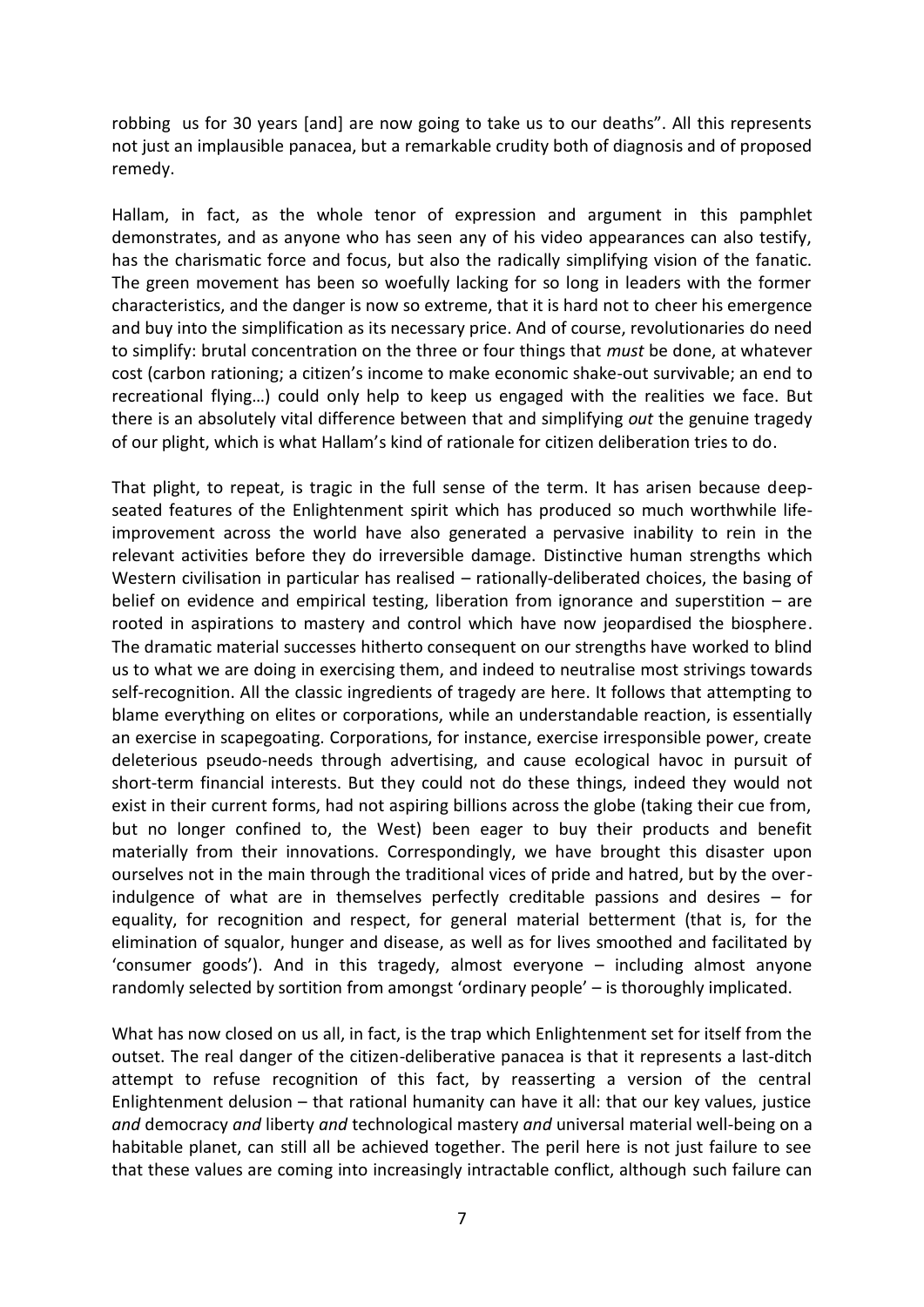robbing  us for 30 years [and] are now going to take us to our deaths". All this represents not just an implausible panacea, but a remarkable crudity both of diagnosis and of proposed remedy.

Hallam, in fact, as the whole tenor of expression and argument in this pamphlet demonstrates, and as anyone who has seen any of his video appearances can also testify, has the charismatic force and focus, but also the radically simplifying vision of the fanatic. The green movement has been so woefully lacking for so long in leaders with the former characteristics, and the danger is now so extreme, that it is hard not to cheer his emergence and buy into the simplification as its necessary price. And of course, revolutionaries do need to simplify: brutal concentration on the three or four things that *must* be done, at whatever cost (carbon rationing; a citizen's income to make economic shake-out survivable; an end to recreational flying…) could only help to keep us engaged with the realities we face. But there is an absolutely vital difference between that and simplifying *out* the genuine tragedy of our plight, which is what Hallam's kind of rationale for citizen deliberation tries to do.

That plight, to repeat, is tragic in the full sense of the term. It has arisen because deep-seated features of the Enlightenment spirit which has produced so much worthwhile life-improvement across the world have also generated a pervasive inability to rein in the relevant activities before they do irreversible damage. Distinctive human strengths which Western civilisation in particular has realised – rationally-deliberated choices, the basing of belief on evidence and empirical testing, liberation from ignorance and superstition – are rooted in aspirations to mastery and control which have now jeopardised the biosphere. The dramatic material successes hitherto consequent on our strengths have worked to blind us to what we are doing in exercising them, and indeed to neutralise most strivings towards self-recognition. All the classic ingredients of tragedy are here. It follows that attempting to blame everything on elites or corporations, while an understandable reaction, is essentially an exercise in scapegoating. Corporations, for instance, exercise irresponsible power, create deleterious pseudo-needs through advertising, and cause ecological havoc in pursuit of short-term financial interests. But they could not do these things, indeed they would not exist in their current forms, had not aspiring billions across the globe (taking their cue from, but no longer confined to, the West) been eager to buy their products and benefit materially from their innovations. Correspondingly, we have brought this disaster upon ourselves not in the main through the traditional vices of pride and hatred, but by the over-indulgence of what are in themselves perfectly creditable passions and desires – for equality, for recognition and respect, for general material betterment (that is, for the elimination of squalor, hunger and disease, as well as for lives smoothed and facilitated by 'consumer goods'). And in this tragedy, almost everyone – including almost anyone randomly selected by sortition from amongst 'ordinary people' – is thoroughly implicated.

What has now closed on us all, in fact, is the trap which Enlightenment set for itself from the outset. The real danger of the citizen-deliberative panacea is that it represents a last-ditch attempt to refuse recognition of this fact, by reasserting a version of the central Enlightenment delusion – that rational humanity can have it all: that our key values, justice *and* democracy *and* liberty *and* technological mastery *and* universal material well-being on a habitable planet, can still all be achieved together. The peril here is not just failure to see that these values are coming into increasingly intractable conflict, although such failure can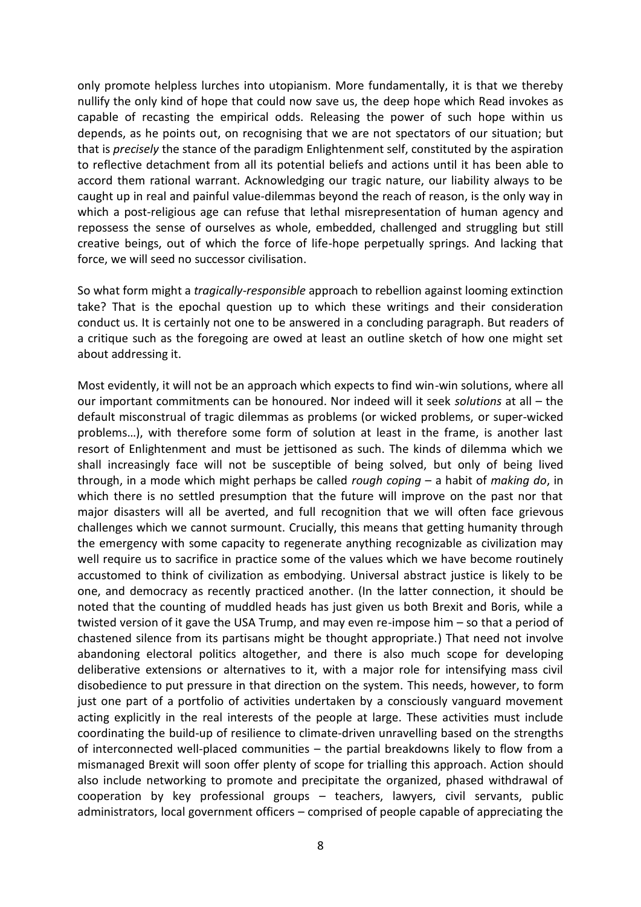only promote helpless lurches into utopianism. More fundamentally, it is that we thereby nullify the only kind of hope that could now save us, the deep hope which Read invokes as capable of recasting the empirical odds. Releasing the power of such hope within us depends, as he points out, on recognising that we are not spectators of our situation; but that is *precisely* the stance of the paradigm Enlightenment self, constituted by the aspiration to reflective detachment from all its potential beliefs and actions until it has been able to accord them rational warrant. Acknowledging our tragic nature, our liability always to be caught up in real and painful value-dilemmas beyond the reach of reason, is the only way in which a post-religious age can refuse that lethal misrepresentation of human agency and repossess the sense of ourselves as whole, embedded, challenged and struggling but still creative beings, out of which the force of life-hope perpetually springs. And lacking that force, we will seed no successor civilisation.

So what form might a *tragically-responsible* approach to rebellion against looming extinction take? That is the epochal question up to which these writings and their consideration conduct us. It is certainly not one to be answered in a concluding paragraph. But readers of a critique such as the foregoing are owed at least an outline sketch of how one might set about addressing it.

Most evidently, it will not be an approach which expects to find win-win solutions, where all our important commitments can be honoured. Nor indeed will it seek *solutions* at all – the default misconstrual of tragic dilemmas as problems (or wicked problems, or super-wicked problems…), with therefore some form of solution at least in the frame, is another last resort of Enlightenment and must be jettisoned as such. The kinds of dilemma which we shall increasingly face will not be susceptible of being solved, but only of being lived through, in a mode which might perhaps be called *rough coping* – a habit of *making do*, in which there is no settled presumption that the future will improve on the past nor that major disasters will all be averted, and full recognition that we will often face grievous challenges which we cannot surmount. Crucially, this means that getting humanity through the emergency with some capacity to regenerate anything recognizable as civilization may well require us to sacrifice in practice some of the values which we have become routinely accustomed to think of civilization as embodying. Universal abstract justice is likely to be one, and democracy as recently practiced another. (In the latter connection, it should be noted that the counting of muddled heads has just given us both Brexit and Boris, while a twisted version of it gave the USA Trump, and may even re-impose him – so that a period of chastened silence from its partisans might be thought appropriate.) That need not involve abandoning electoral politics altogether, and there is also much scope for developing deliberative extensions or alternatives to it, with a major role for intensifying mass civil disobedience to put pressure in that direction on the system. This needs, however, to form just one part of a portfolio of activities undertaken by a consciously vanguard movement acting explicitly in the real interests of the people at large. These activities must include coordinating the build-up of resilience to climate-driven unravelling based on the strengths of interconnected well-placed communities – the partial breakdowns likely to flow from a mismanaged Brexit will soon offer plenty of scope for trialling this approach. Action should also include networking to promote and precipitate the organized, phased withdrawal of cooperation by key professional groups – teachers, lawyers, civil servants, public administrators, local government officers – comprised of people capable of appreciating the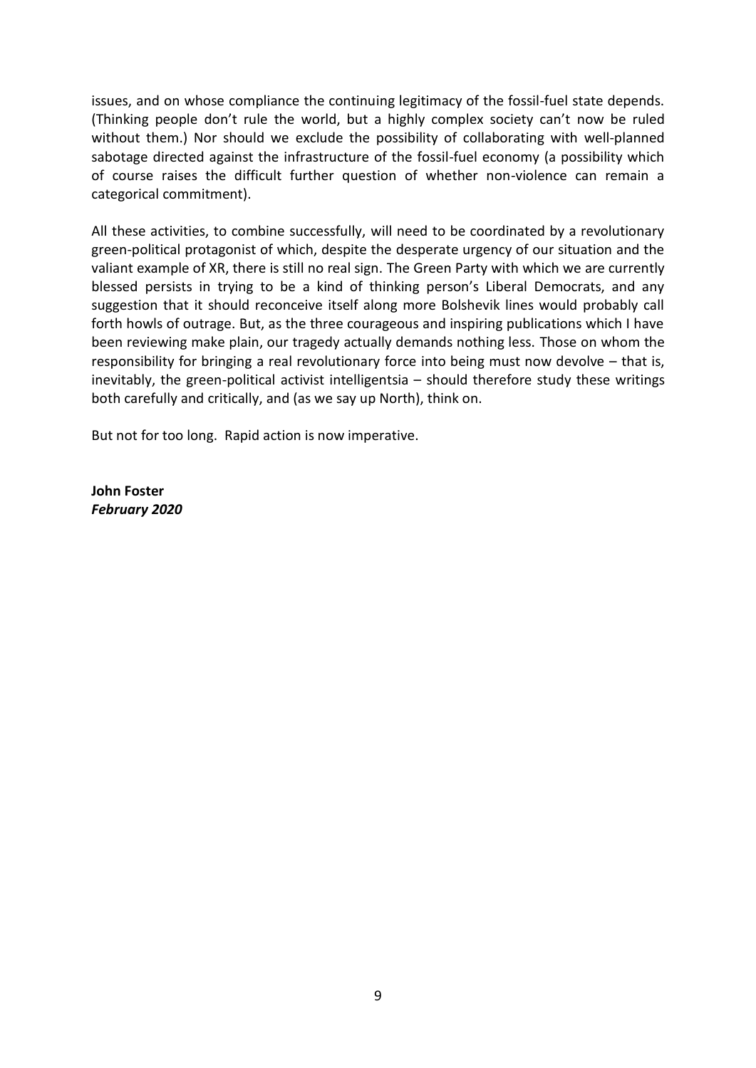issues, and on whose compliance the continuing legitimacy of the fossil-fuel state depends. (Thinking people don't rule the world, but a highly complex society can't now be ruled without them.) Nor should we exclude the possibility of collaborating with well-planned sabotage directed against the infrastructure of the fossil-fuel economy (a possibility which of course raises the difficult further question of whether non-violence can remain a categorical commitment).

All these activities, to combine successfully, will need to be coordinated by a revolutionary green-political protagonist of which, despite the desperate urgency of our situation and the valiant example of XR, there is still no real sign. The Green Party with which we are currently blessed persists in trying to be a kind of thinking person's Liberal Democrats, and any suggestion that it should reconceive itself along more Bolshevik lines would probably call forth howls of outrage. But, as the three courageous and inspiring publications which I have been reviewing make plain, our tragedy actually demands nothing less. Those on whom the responsibility for bringing a real revolutionary force into being must now devolve – that is, inevitably, the green-political activist intelligentsia – should therefore study these writings both carefully and critically, and (as we say up North), think on.

But not for too long. Rapid action is now imperative.

**John Foster**
***February 2020***